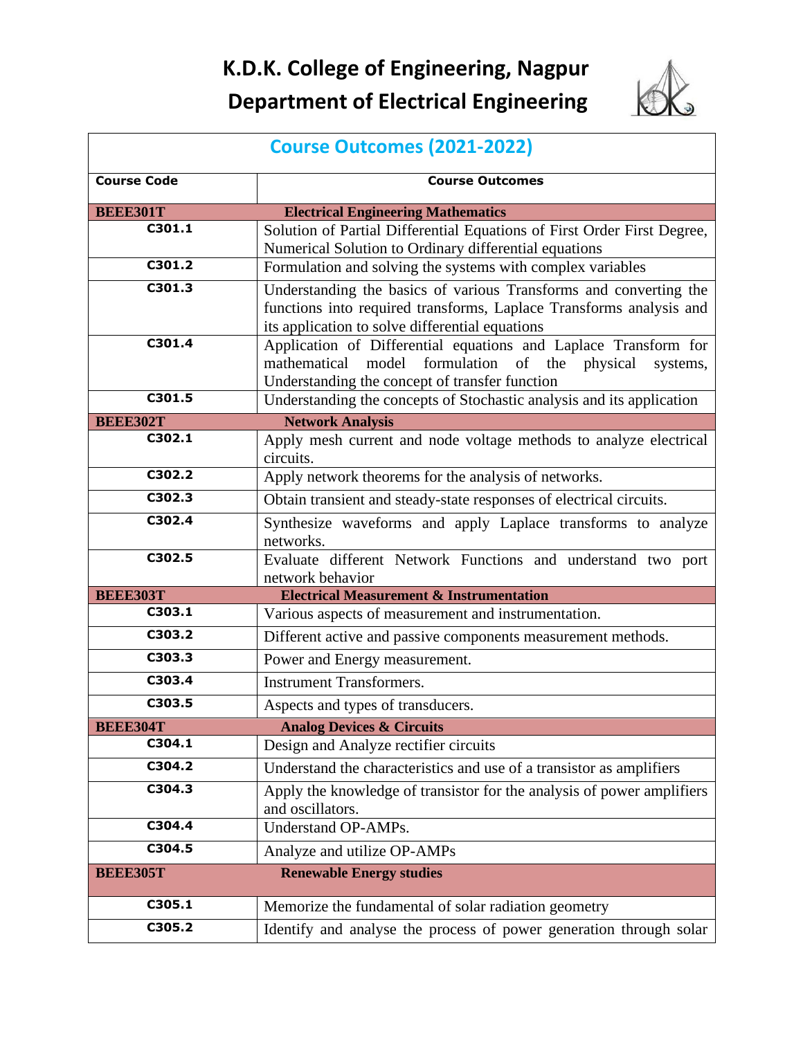# K.D.K. College of Engineering, Nagpur

# Department of Electrical Engineering

| Course Outcomes (2021-2022) | |
|---|---|
| **Course Code** | **Course Outcomes** |
| **BEEE301T** | **Electrical Engineering Mathematics** |
| C301.1 | Solution of Partial Differential Equations of First Order First Degree, Numerical Solution to Ordinary differential equations |
| C301.2 | Formulation and solving the systems with complex variables |
| C301.3 | Understanding the basics of various Transforms and converting the functions into required transforms, Laplace Transforms analysis and its application to solve differential equations |
| C301.4 | Application of Differential equations and Laplace Transform for mathematical model formulation of the physical systems, Understanding the concept of transfer function |
| C301.5 | Understanding the concepts of Stochastic analysis and its application |
| **BEEE302T** | **Network Analysis** |
| C302.1 | Apply mesh current and node voltage methods to analyze electrical circuits. |
| C302.2 | Apply network theorems for the analysis of networks. |
| C302.3 | Obtain transient and steady-state responses of electrical circuits. |
| C302.4 | Synthesize waveforms and apply Laplace transforms to analyze networks. |
| C302.5 | Evaluate different Network Functions and understand two port network behavior |
| **BEEE303T** | **Electrical Measurement & Instrumentation** |
| C303.1 | Various aspects of measurement and instrumentation. |
| C303.2 | Different active and passive components measurement methods. |
| C303.3 | Power and Energy measurement. |
| C303.4 | Instrument Transformers. |
| C303.5 | Aspects and types of transducers. |
| **BEEE304T** | **Analog Devices & Circuits** |
| C304.1 | Design and Analyze rectifier circuits |
| C304.2 | Understand the characteristics and use of a transistor as amplifiers |
| C304.3 | Apply the knowledge of transistor for the analysis of power amplifiers and oscillators. |
| C304.4 | Understand OP-AMPs. |
| C304.5 | Analyze and utilize OP-AMPs |
| **BEEE305T** | **Renewable Energy studies** |
| C305.1 | Memorize the fundamental of solar radiation geometry |
| C305.2 | Identify and analyse the process of power generation through solar |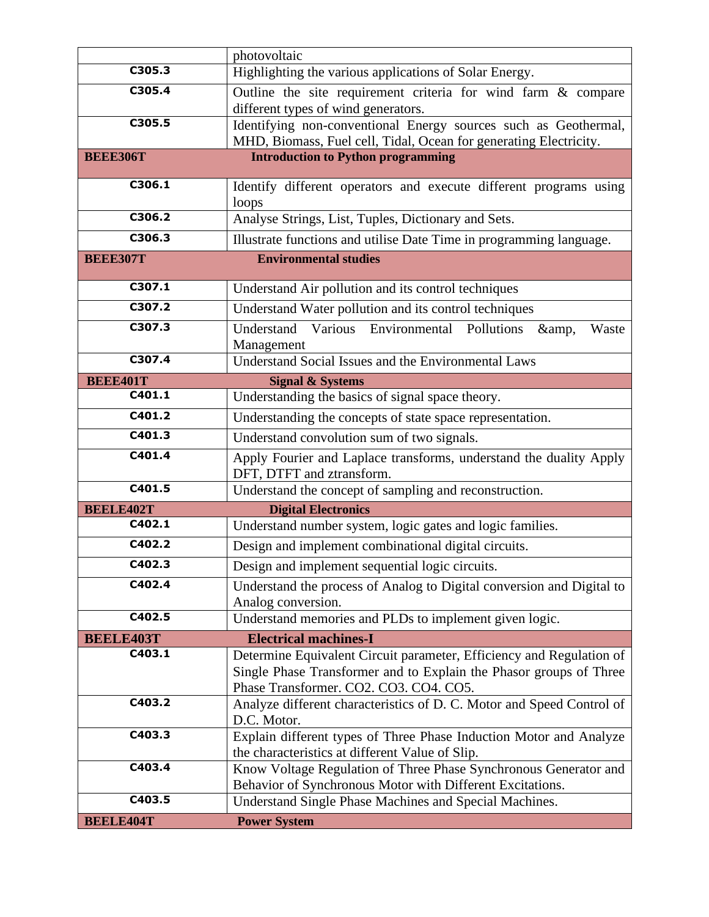| | |
|---|---|
| | photovoltaic |
| C305.3 | Highlighting the various applications of Solar Energy. |
| C305.4 | Outline the site requirement criteria for wind farm & compare different types of wind generators. |
| C305.5 | Identifying non-conventional Energy sources such as Geothermal, MHD, Biomass, Fuel cell, Tidal, Ocean for generating Electricity. |
| **BEEE306T** | **Introduction to Python programming** |
| C306.1 | Identify different operators and execute different programs using loops |
| C306.2 | Analyse Strings, List, Tuples, Dictionary and Sets. |
| C306.3 | Illustrate functions and utilise Date Time in programming language. |
| **BEEE307T** | **Environmental studies** |
| C307.1 | Understand Air pollution and its control techniques |
| C307.2 | Understand Water pollution and its control techniques |
| C307.3 | Understand Various Environmental Pollutions &amp, Waste Management |
| C307.4 | Understand Social Issues and the Environmental Laws |
| **BEEE401T** | **Signal & Systems** |
| C401.1 | Understanding the basics of signal space theory. |
| C401.2 | Understanding the concepts of state space representation. |
| C401.3 | Understand convolution sum of two signals. |
| C401.4 | Apply Fourier and Laplace transforms, understand the duality Apply DFT, DTFT and ztransform. |
| C401.5 | Understand the concept of sampling and reconstruction. |
| **BEELE402T** | **Digital Electronics** |
| C402.1 | Understand number system, logic gates and logic families. |
| C402.2 | Design and implement combinational digital circuits. |
| C402.3 | Design and implement sequential logic circuits. |
| C402.4 | Understand the process of Analog to Digital conversion and Digital to Analog conversion. |
| C402.5 | Understand memories and PLDs to implement given logic. |
| **BEELE403T** | **Electrical machines-I** |
| C403.1 | Determine Equivalent Circuit parameter, Efficiency and Regulation of Single Phase Transformer and to Explain the Phasor groups of Three Phase Transformer. CO2. CO3. CO4. CO5. |
| C403.2 | Analyze different characteristics of D. C. Motor and Speed Control of D.C. Motor. |
| C403.3 | Explain different types of Three Phase Induction Motor and Analyze the characteristics at different Value of Slip. |
| C403.4 | Know Voltage Regulation of Three Phase Synchronous Generator and Behavior of Synchronous Motor with Different Excitations. |
| C403.5 | Understand Single Phase Machines and Special Machines. |
| **BEELE404T** | **Power System** |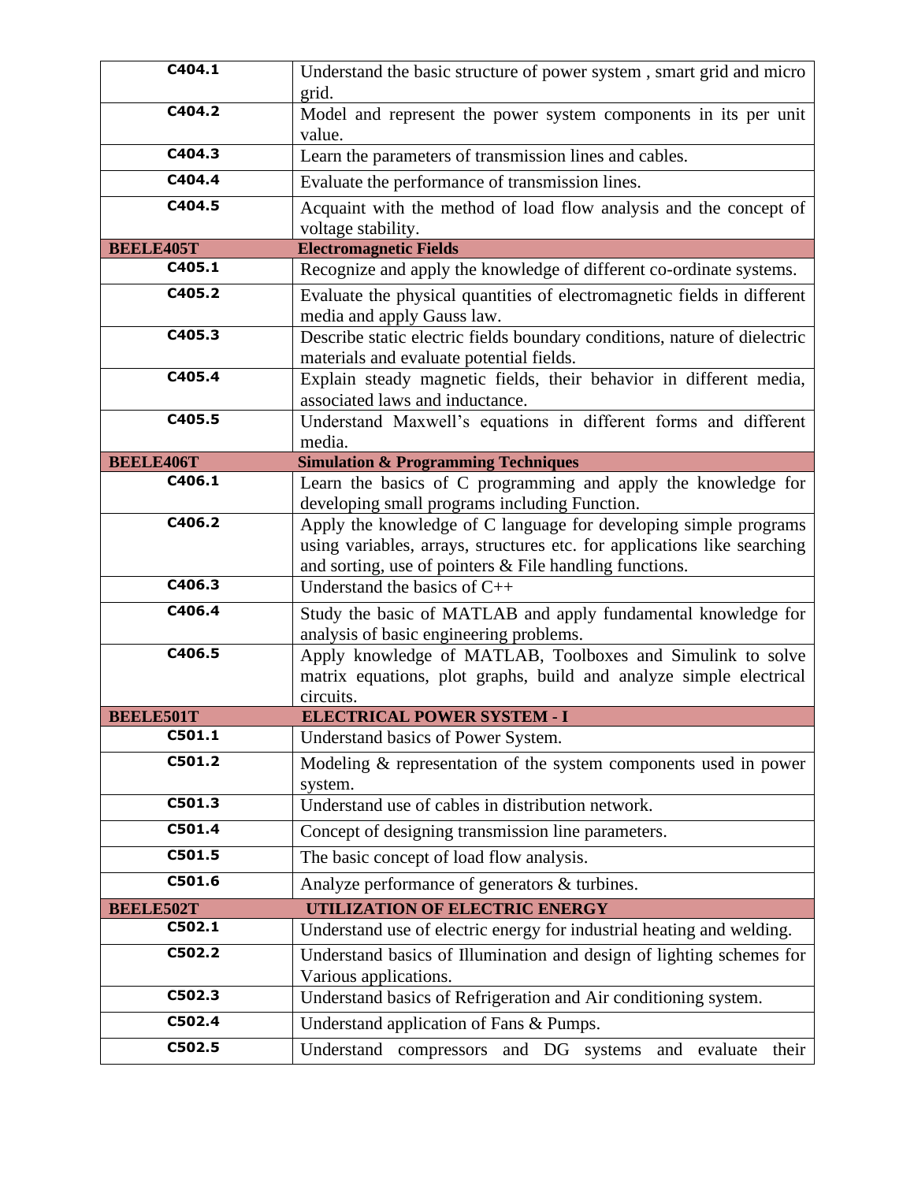| | |
|---|---|
| C404.1 | Understand the basic structure of power system , smart grid and micro grid. |
| C404.2 | Model and represent the power system components in its per unit value. |
| C404.3 | Learn the parameters of transmission lines and cables. |
| C404.4 | Evaluate the performance of transmission lines. |
| C404.5 | Acquaint with the method of load flow analysis and the concept of voltage stability. |
| **BEELE405T** | **Electromagnetic Fields** |
| C405.1 | Recognize and apply the knowledge of different co-ordinate systems. |
| C405.2 | Evaluate the physical quantities of electromagnetic fields in different media and apply Gauss law. |
| C405.3 | Describe static electric fields boundary conditions, nature of dielectric materials and evaluate potential fields. |
| C405.4 | Explain steady magnetic fields, their behavior in different media, associated laws and inductance. |
| C405.5 | Understand Maxwell's equations in different forms and different media. |
| **BEELE406T** | **Simulation & Programming Techniques** |
| C406.1 | Learn the basics of C programming and apply the knowledge for developing small programs including Function. |
| C406.2 | Apply the knowledge of C language for developing simple programs using variables, arrays, structures etc. for applications like searching and sorting, use of pointers & File handling functions. |
| C406.3 | Understand the basics of C++ |
| C406.4 | Study the basic of MATLAB and apply fundamental knowledge for analysis of basic engineering problems. |
| C406.5 | Apply knowledge of MATLAB, Toolboxes and Simulink to solve matrix equations, plot graphs, build and analyze simple electrical circuits. |
| **BEELE501T** | **ELECTRICAL POWER SYSTEM - I** |
| C501.1 | Understand basics of Power System. |
| C501.2 | Modeling & representation of the system components used in power system. |
| C501.3 | Understand use of cables in distribution network. |
| C501.4 | Concept of designing transmission line parameters. |
| C501.5 | The basic concept of load flow analysis. |
| C501.6 | Analyze performance of generators & turbines. |
| **BEELE502T** | **UTILIZATION OF ELECTRIC ENERGY** |
| C502.1 | Understand use of electric energy for industrial heating and welding. |
| C502.2 | Understand basics of Illumination and design of lighting schemes for Various applications. |
| C502.3 | Understand basics of Refrigeration and Air conditioning system. |
| C502.4 | Understand application of Fans & Pumps. |
| C502.5 | Understand compressors and DG systems and evaluate their |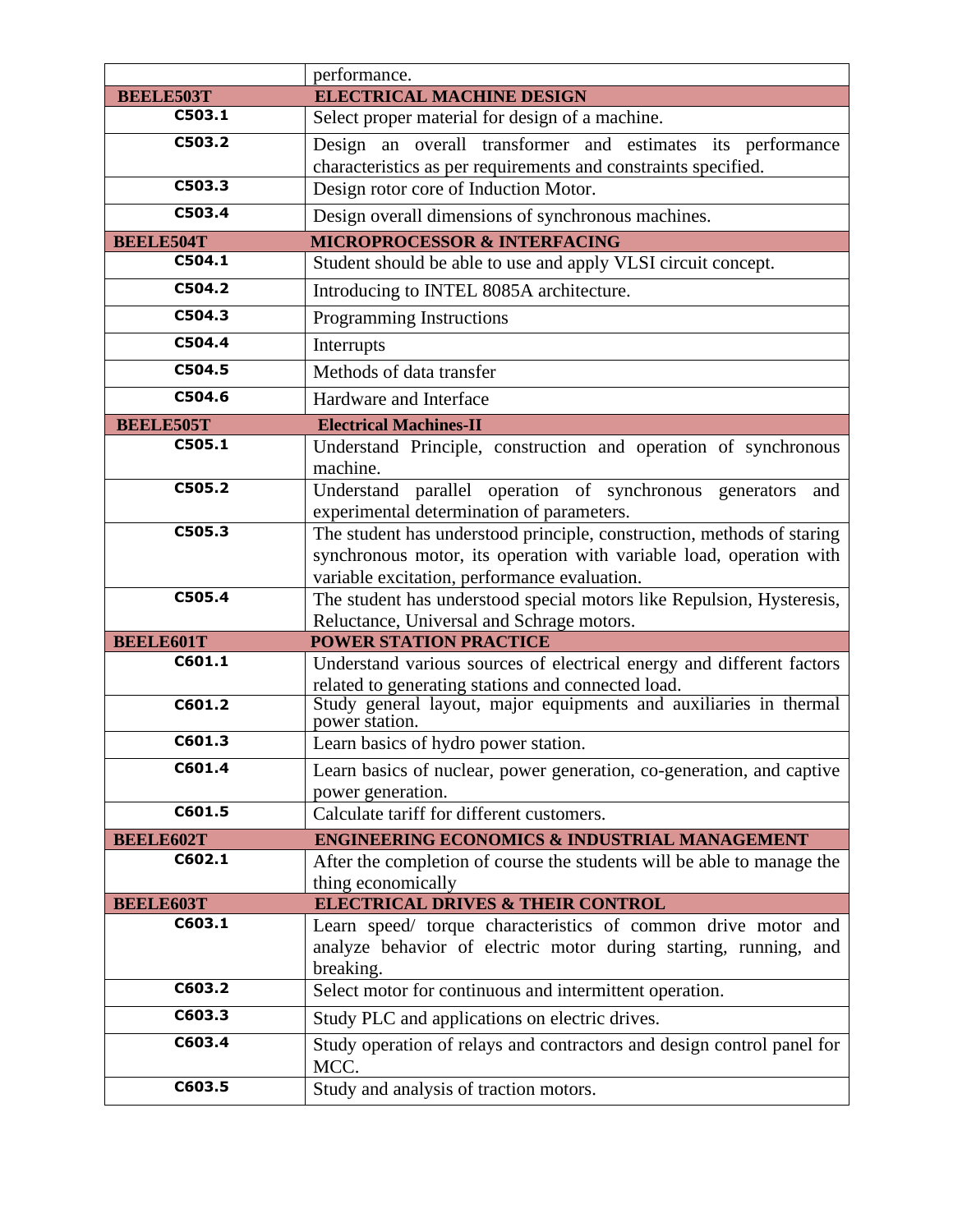| | |
|---|---|
| | performance. |
| **BEELE503T** | **ELECTRICAL MACHINE DESIGN** |
| C503.1 | Select proper material for design of a machine. |
| C503.2 | Design an overall transformer and estimates its performance characteristics as per requirements and constraints specified. |
| C503.3 | Design rotor core of Induction Motor. |
| C503.4 | Design overall dimensions of synchronous machines. |
| **BEELE504T** | **MICROPROCESSOR & INTERFACING** |
| C504.1 | Student should be able to use and apply VLSI circuit concept. |
| C504.2 | Introducing to INTEL 8085A architecture. |
| C504.3 | Programming Instructions |
| C504.4 | Interrupts |
| C504.5 | Methods of data transfer |
| C504.6 | Hardware and Interface |
| **BEELE505T** | **Electrical Machines-II** |
| C505.1 | Understand Principle, construction and operation of synchronous machine. |
| C505.2 | Understand parallel operation of synchronous generators and experimental determination of parameters. |
| C505.3 | The student has understood principle, construction, methods of staring synchronous motor, its operation with variable load, operation with variable excitation, performance evaluation. |
| C505.4 | The student has understood special motors like Repulsion, Hysteresis, Reluctance, Universal and Schrage motors. |
| **BEELE601T** | **POWER STATION PRACTICE** |
| C601.1 | Understand various sources of electrical energy and different factors related to generating stations and connected load. |
| C601.2 | Study general layout, major equipments and auxiliaries in thermal power station. |
| C601.3 | Learn basics of hydro power station. |
| C601.4 | Learn basics of nuclear, power generation, co-generation, and captive power generation. |
| C601.5 | Calculate tariff for different customers. |
| **BEELE602T** | **ENGINEERING ECONOMICS & INDUSTRIAL MANAGEMENT** |
| C602.1 | After the completion of course the students will be able to manage the thing economically |
| **BEELE603T** | **ELECTRICAL DRIVES & THEIR CONTROL** |
| C603.1 | Learn speed/ torque characteristics of common drive motor and analyze behavior of electric motor during starting, running, and breaking. |
| C603.2 | Select motor for continuous and intermittent operation. |
| C603.3 | Study PLC and applications on electric drives. |
| C603.4 | Study operation of relays and contractors and design control panel for MCC. |
| C603.5 | Study and analysis of traction motors. |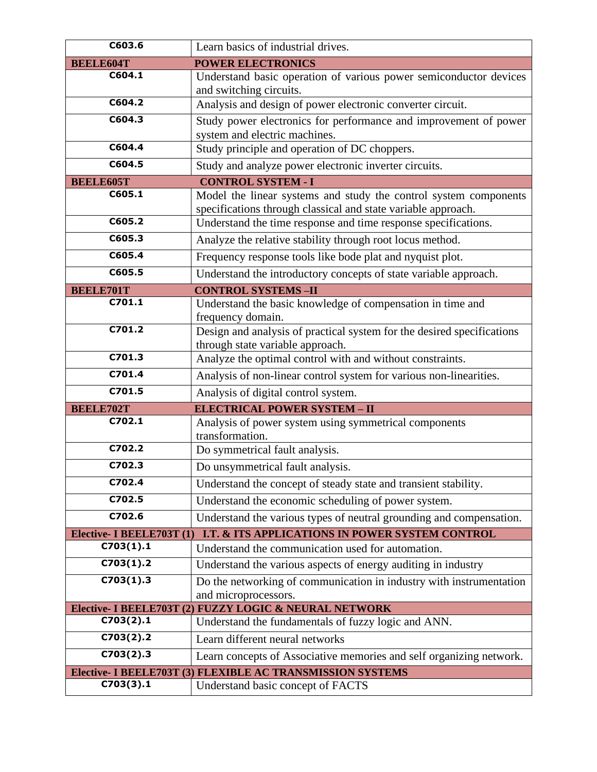| | |
|---|---|
| C603.6 | Learn basics of industrial drives. |
| **BEELE604T** | **POWER ELECTRONICS** |
| C604.1 | Understand basic operation of various power semiconductor devices and switching circuits. |
| C604.2 | Analysis and design of power electronic converter circuit. |
| C604.3 | Study power electronics for performance and improvement of power system and electric machines. |
| C604.4 | Study principle and operation of DC choppers. |
| C604.5 | Study and analyze power electronic inverter circuits. |
| **BEELE605T** | **CONTROL SYSTEM - I** |
| C605.1 | Model the linear systems and study the control system components specifications through classical and state variable approach. |
| C605.2 | Understand the time response and time response specifications. |
| C605.3 | Analyze the relative stability through root locus method. |
| C605.4 | Frequency response tools like bode plat and nyquist plot. |
| C605.5 | Understand the introductory concepts of state variable approach. |
| **BEELE701T** | **CONTROL SYSTEMS –II** |
| C701.1 | Understand the basic knowledge of compensation in time and frequency domain. |
| C701.2 | Design and analysis of practical system for the desired specifications through state variable approach. |
| C701.3 | Analyze the optimal control with and without constraints. |
| C701.4 | Analysis of non-linear control system for various non-linearities. |
| C701.5 | Analysis of digital control system. |
| **BEELE702T** | **ELECTRICAL POWER SYSTEM – II** |
| C702.1 | Analysis of power system using symmetrical components transformation. |
| C702.2 | Do symmetrical fault analysis. |
| C702.3 | Do unsymmetrical fault analysis. |
| C702.4 | Understand the concept of steady state and transient stability. |
| C702.5 | Understand the economic scheduling of power system. |
| C702.6 | Understand the various types of neutral grounding and compensation. |
| **Elective- I BEELE703T (1)** | **I.T. & ITS APPLICATIONS IN POWER SYSTEM CONTROL** |
| C703(1).1 | Understand the communication used for automation. |
| C703(1).2 | Understand the various aspects of energy auditing in industry |
| C703(1).3 | Do the networking of communication in industry with instrumentation and microprocessors. |
| **Elective- I BEELE703T (2)** | **FUZZY LOGIC & NEURAL NETWORK** |
| C703(2).1 | Understand the fundamentals of fuzzy logic and ANN. |
| C703(2).2 | Learn different neural networks |
| C703(2).3 | Learn concepts of Associative memories and self organizing network. |
| **Elective- I BEELE703T (3)** | **FLEXIBLE AC TRANSMISSION SYSTEMS** |
| C703(3).1 | Understand basic concept of FACTS |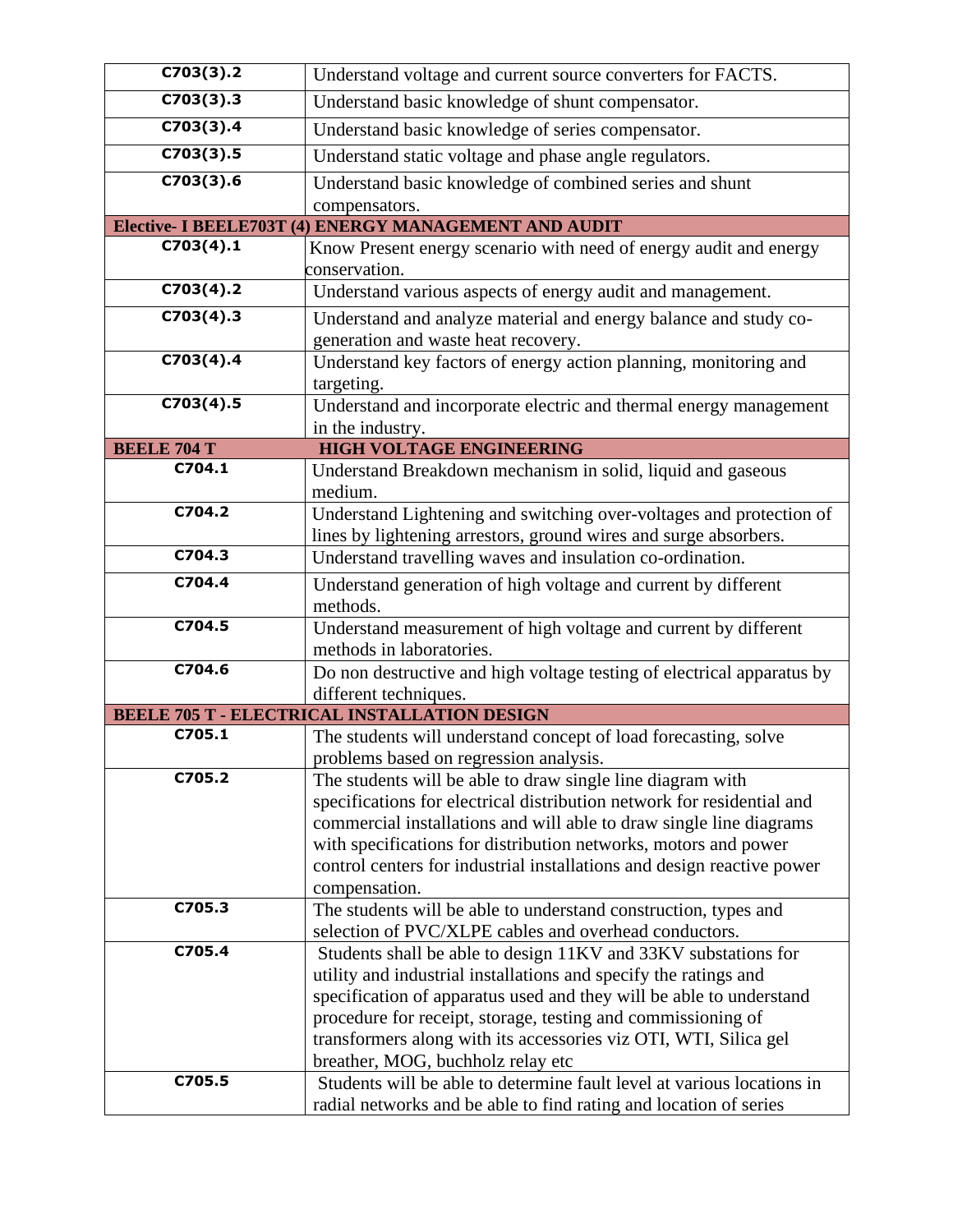| | |
|---|---|
| C703(3).2 | Understand voltage and current source converters for FACTS. |
| C703(3).3 | Understand basic knowledge of shunt compensator. |
| C703(3).4 | Understand basic knowledge of series compensator. |
| C703(3).5 | Understand static voltage and phase angle regulators. |
| C703(3).6 | Understand basic knowledge of combined series and shunt compensators. |
| **Elective- I BEELE703T (4) ENERGY MANAGEMENT AND AUDIT** | |
| C703(4).1 | Know Present energy scenario with need of energy audit and energy conservation. |
| C703(4).2 | Understand various aspects of energy audit and management. |
| C703(4).3 | Understand and analyze material and energy balance and study co-generation and waste heat recovery. |
| C703(4).4 | Understand key factors of energy action planning, monitoring and targeting. |
| C703(4).5 | Understand and incorporate electric and thermal energy management in the industry. |
| **BEELE 704 T** | **HIGH VOLTAGE ENGINEERING** |
| C704.1 | Understand Breakdown mechanism in solid, liquid and gaseous medium. |
| C704.2 | Understand Lightening and switching over-voltages and protection of lines by lightening arrestors, ground wires and surge absorbers. |
| C704.3 | Understand travelling waves and insulation co-ordination. |
| C704.4 | Understand generation of high voltage and current by different methods. |
| C704.5 | Understand measurement of high voltage and current by different methods in laboratories. |
| C704.6 | Do non destructive and high voltage testing of electrical apparatus by different techniques. |
| **BEELE 705 T - ELECTRICAL INSTALLATION DESIGN** | |
| C705.1 | The students will understand concept of load forecasting, solve problems based on regression analysis. |
| C705.2 | The students will be able to draw single line diagram with specifications for electrical distribution network for residential and commercial installations and will able to draw single line diagrams with specifications for distribution networks, motors and power control centers for industrial installations and design reactive power compensation. |
| C705.3 | The students will be able to understand construction, types and selection of PVC/XLPE cables and overhead conductors. |
| C705.4 | Students shall be able to design 11KV and 33KV substations for utility and industrial installations and specify the ratings and specification of apparatus used and they will be able to understand procedure for receipt, storage, testing and commissioning of transformers along with its accessories viz OTI, WTI, Silica gel breather, MOG, buchholz relay etc |
| C705.5 | Students will be able to determine fault level at various locations in radial networks and be able to find rating and location of series |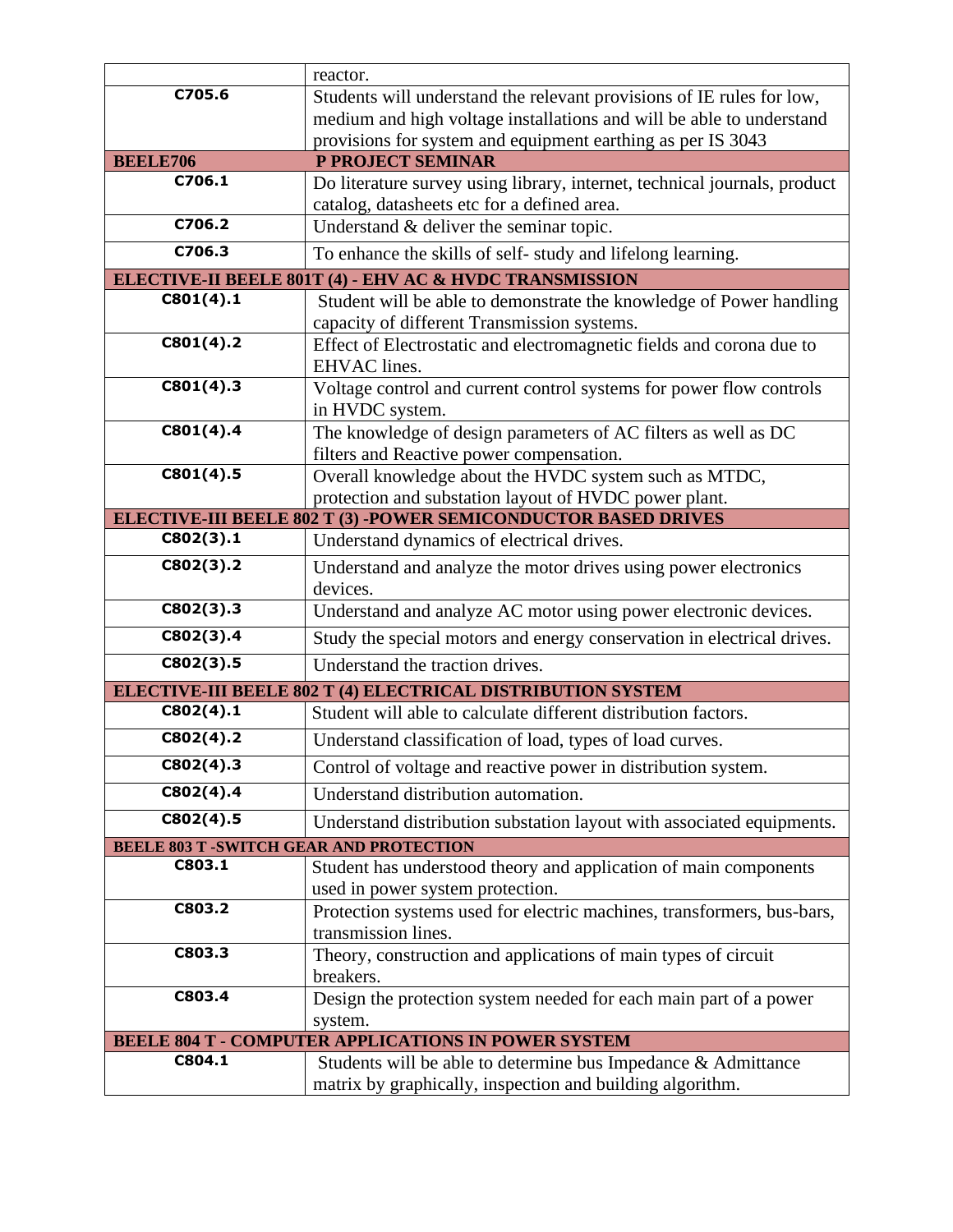| | |
|---|---|
| | reactor. |
| C705.6 | Students will understand the relevant provisions of IE rules for low, medium and high voltage installations and will be able to understand provisions for system and equipment earthing as per IS 3043 |
| **BEELE706** | **P PROJECT SEMINAR** |
| C706.1 | Do literature survey using library, internet, technical journals, product catalog, datasheets etc for a defined area. |
| C706.2 | Understand & deliver the seminar topic. |
| C706.3 | To enhance the skills of self- study and lifelong learning. |
| **ELECTIVE-II BEELE 801T (4) - EHV AC & HVDC TRANSMISSION** | |
| C801(4).1 | Student will be able to demonstrate the knowledge of Power handling capacity of different Transmission systems. |
| C801(4).2 | Effect of Electrostatic and electromagnetic fields and corona due to EHVAC lines. |
| C801(4).3 | Voltage control and current control systems for power flow controls in HVDC system. |
| C801(4).4 | The knowledge of design parameters of AC filters as well as DC filters and Reactive power compensation. |
| C801(4).5 | Overall knowledge about the HVDC system such as MTDC, protection and substation layout of HVDC power plant. |
| **ELECTIVE-III BEELE 802 T (3) -POWER SEMICONDUCTOR BASED DRIVES** | |
| C802(3).1 | Understand dynamics of electrical drives. |
| C802(3).2 | Understand and analyze the motor drives using power electronics devices. |
| C802(3).3 | Understand and analyze AC motor using power electronic devices. |
| C802(3).4 | Study the special motors and energy conservation in electrical drives. |
| C802(3).5 | Understand the traction drives. |
| **ELECTIVE-III BEELE 802 T (4) ELECTRICAL DISTRIBUTION SYSTEM** | |
| C802(4).1 | Student will able to calculate different distribution factors. |
| C802(4).2 | Understand classification of load, types of load curves. |
| C802(4).3 | Control of voltage and reactive power in distribution system. |
| C802(4).4 | Understand distribution automation. |
| C802(4).5 | Understand distribution substation layout with associated equipments. |
| **BEELE 803 T -SWITCH GEAR AND PROTECTION** | |
| C803.1 | Student has understood theory and application of main components used in power system protection. |
| C803.2 | Protection systems used for electric machines, transformers, bus-bars, transmission lines. |
| C803.3 | Theory, construction and applications of main types of circuit breakers. |
| C803.4 | Design the protection system needed for each main part of a power system. |
| **BEELE 804 T - COMPUTER APPLICATIONS IN POWER SYSTEM** | |
| C804.1 | Students will be able to determine bus Impedance & Admittance matrix by graphically, inspection and building algorithm. |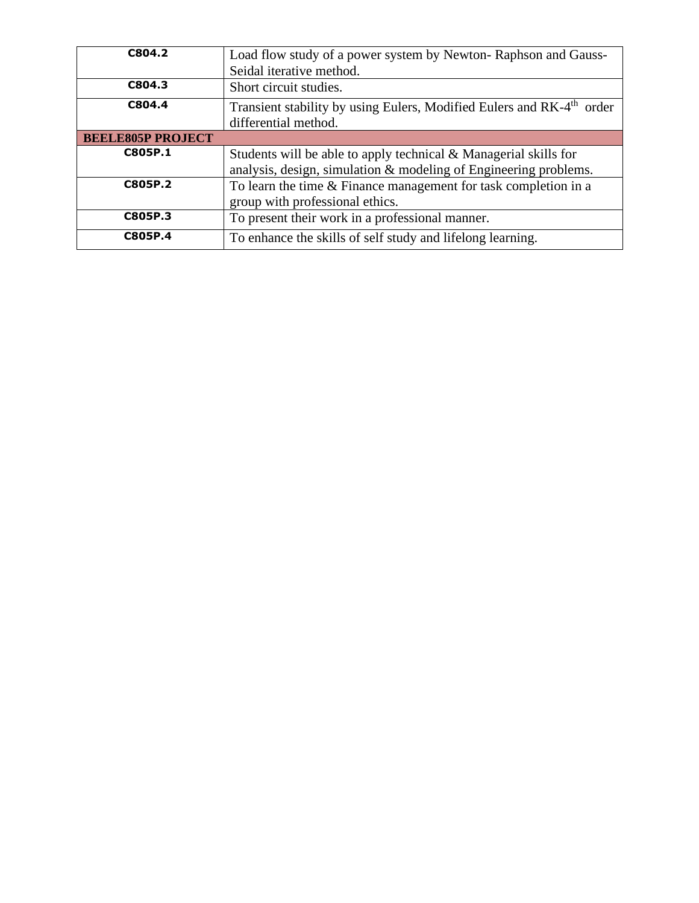| | |
|---|---|
| C804.2 | Load flow study of a power system by Newton- Raphson and Gauss-Seidal iterative method. |
| C804.3 | Short circuit studies. |
| C804.4 | Transient stability by using Eulers, Modified Eulers and RK-$4^{th}$ order differential method. |
| **BEELE805P PROJECT** | |
| C805P.1 | Students will be able to apply technical & Managerial skills for analysis, design, simulation & modeling of Engineering problems. |
| C805P.2 | To learn the time & Finance management for task completion in a group with professional ethics. |
| C805P.3 | To present their work in a professional manner. |
| C805P.4 | To enhance the skills of self study and lifelong learning. |